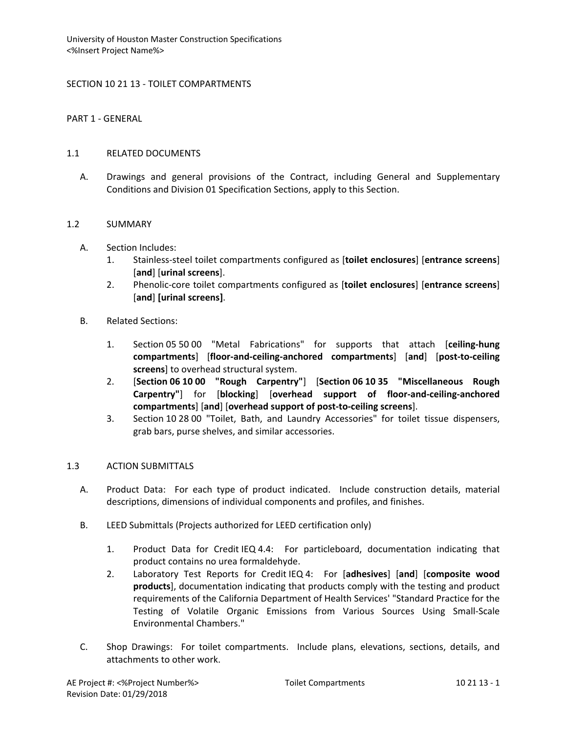# SECTION 10 21 13 - TOILET COMPARTMENTS

## PART 1 - GENERAL

### 1.1 RELATED DOCUMENTS

A. Drawings and general provisions of the Contract, including General and Supplementary Conditions and Division 01 Specification Sections, apply to this Section.

### 1.2 SUMMARY

A. Section Includes:

1. Stainless-steel toilet compartments configured as [**toilet enclosures**] [**entrance screens**] [**and**] [**urinal screens**].
2. Phenolic-core toilet compartments configured as [**toilet enclosures**] [**entrance screens**] [**and**] **[urinal screens]**.

B. Related Sections:

1. Section 05 50 00 "Metal Fabrications" for supports that attach [**ceiling-hung compartments**] [**floor-and-ceiling-anchored compartments**] [**and**] [**post-to-ceiling screens**] to overhead structural system.
2. [**Section 06 10 00 "Rough Carpentry"**] [**Section 06 10 35 "Miscellaneous Rough Carpentry"**] for [**blocking**] [**overhead support of floor-and-ceiling-anchored compartments**] [**and**] [**overhead support of post-to-ceiling screens**].
3. Section 10 28 00 "Toilet, Bath, and Laundry Accessories" for toilet tissue dispensers, grab bars, purse shelves, and similar accessories.

### 1.3 ACTION SUBMITTALS

A. Product Data: For each type of product indicated. Include construction details, material descriptions, dimensions of individual components and profiles, and finishes.

B. LEED Submittals (Projects authorized for LEED certification only)

1. Product Data for Credit IEQ 4.4: For particleboard, documentation indicating that product contains no urea formaldehyde.
2. Laboratory Test Reports for Credit IEQ 4: For [**adhesives**] [**and**] [**composite wood products**], documentation indicating that products comply with the testing and product requirements of the California Department of Health Services' "Standard Practice for the Testing of Volatile Organic Emissions from Various Sources Using Small-Scale Environmental Chambers."

C. Shop Drawings: For toilet compartments. Include plans, elevations, sections, details, and attachments to other work.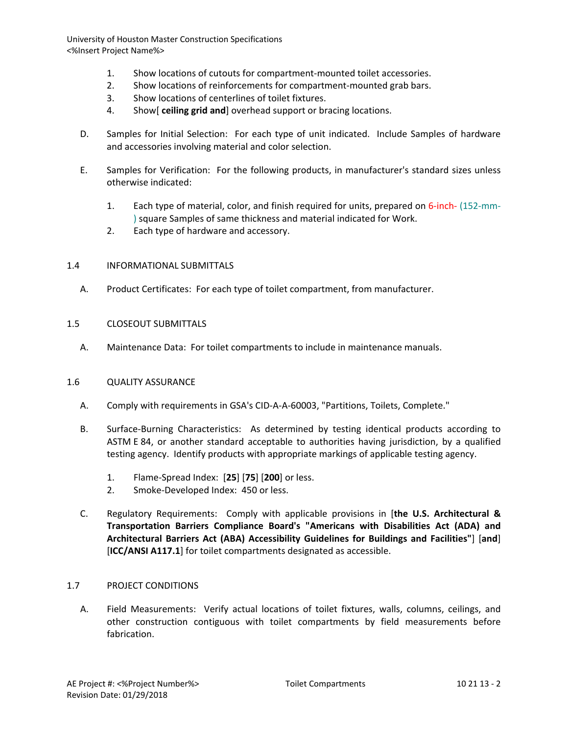1. Show locations of cutouts for compartment-mounted toilet accessories.
2. Show locations of reinforcements for compartment-mounted grab bars.
3. Show locations of centerlines of toilet fixtures.
4. Show[ **ceiling grid and**] overhead support or bracing locations.

D. Samples for Initial Selection: For each type of unit indicated. Include Samples of hardware and accessories involving material and color selection.

E. Samples for Verification: For the following products, in manufacturer's standard sizes unless otherwise indicated:

1. Each type of material, color, and finish required for units, prepared on 6-inch- (152-mm-) square Samples of same thickness and material indicated for Work.
2. Each type of hardware and accessory.

## 1.4 INFORMATIONAL SUBMITTALS

A. Product Certificates: For each type of toilet compartment, from manufacturer.

## 1.5 CLOSEOUT SUBMITTALS

A. Maintenance Data: For toilet compartments to include in maintenance manuals.

## 1.6 QUALITY ASSURANCE

A. Comply with requirements in GSA's CID-A-A-60003, "Partitions, Toilets, Complete."

B. Surface-Burning Characteristics: As determined by testing identical products according to ASTM E 84, or another standard acceptable to authorities having jurisdiction, by a qualified testing agency. Identify products with appropriate markings of applicable testing agency.

1. Flame-Spread Index: [**25**] [**75**] [**200**] or less.
2. Smoke-Developed Index: 450 or less.

C. Regulatory Requirements: Comply with applicable provisions in [**the U.S. Architectural & Transportation Barriers Compliance Board's "Americans with Disabilities Act (ADA) and Architectural Barriers Act (ABA) Accessibility Guidelines for Buildings and Facilities"**] [**and**] [**ICC/ANSI A117.1**] for toilet compartments designated as accessible.

## 1.7 PROJECT CONDITIONS

A. Field Measurements: Verify actual locations of toilet fixtures, walls, columns, ceilings, and other construction contiguous with toilet compartments by field measurements before fabrication.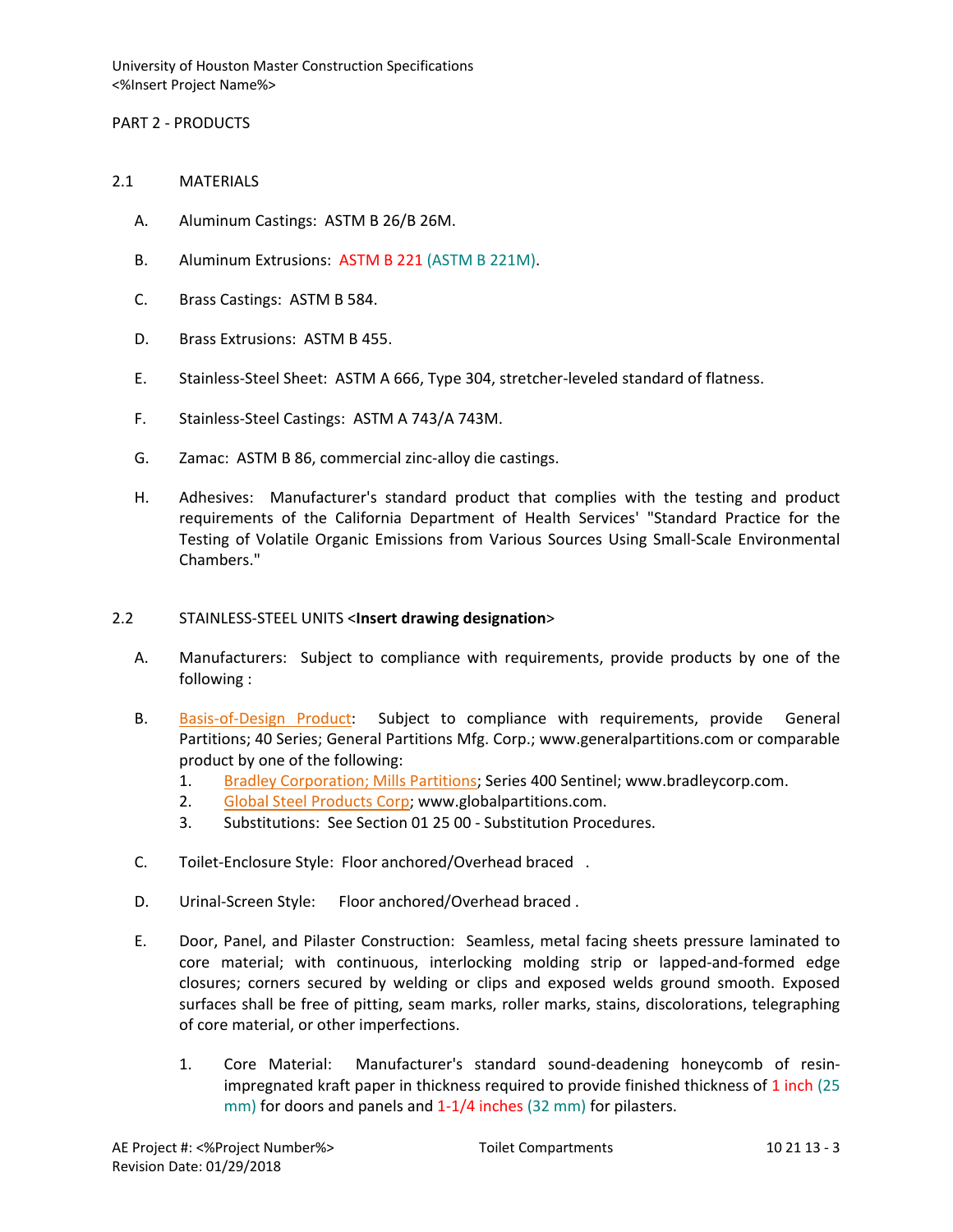PART 2 - PRODUCTS

## 2.1 MATERIALS

A. Aluminum Castings: ASTM B 26/B 26M.

B. Aluminum Extrusions: ASTM B 221 (ASTM B 221M).

C. Brass Castings: ASTM B 584.

D. Brass Extrusions: ASTM B 455.

E. Stainless-Steel Sheet: ASTM A 666, Type 304, stretcher-leveled standard of flatness.

F. Stainless-Steel Castings: ASTM A 743/A 743M.

G. Zamac: ASTM B 86, commercial zinc-alloy die castings.

H. Adhesives: Manufacturer's standard product that complies with the testing and product requirements of the California Department of Health Services' "Standard Practice for the Testing of Volatile Organic Emissions from Various Sources Using Small-Scale Environmental Chambers."

## 2.2 STAINLESS-STEEL UNITS <**Insert drawing designation**>

A. Manufacturers: Subject to compliance with requirements, provide products by one of the following :

B. Basis-of-Design Product: Subject to compliance with requirements, provide General Partitions; 40 Series; General Partitions Mfg. Corp.; www.generalpartitions.com or comparable product by one of the following:
   1. Bradley Corporation; Mills Partitions; Series 400 Sentinel; www.bradleycorp.com.
   2. Global Steel Products Corp; www.globalpartitions.com.
   3. Substitutions: See Section 01 25 00 - Substitution Procedures.

C. Toilet-Enclosure Style: Floor anchored/Overhead braced .

D. Urinal-Screen Style: Floor anchored/Overhead braced .

E. Door, Panel, and Pilaster Construction: Seamless, metal facing sheets pressure laminated to core material; with continuous, interlocking molding strip or lapped-and-formed edge closures; corners secured by welding or clips and exposed welds ground smooth. Exposed surfaces shall be free of pitting, seam marks, roller marks, stains, discolorations, telegraphing of core material, or other imperfections.

   1. Core Material: Manufacturer's standard sound-deadening honeycomb of resin-impregnated kraft paper in thickness required to provide finished thickness of 1 inch (25 mm) for doors and panels and 1-1/4 inches (32 mm) for pilasters.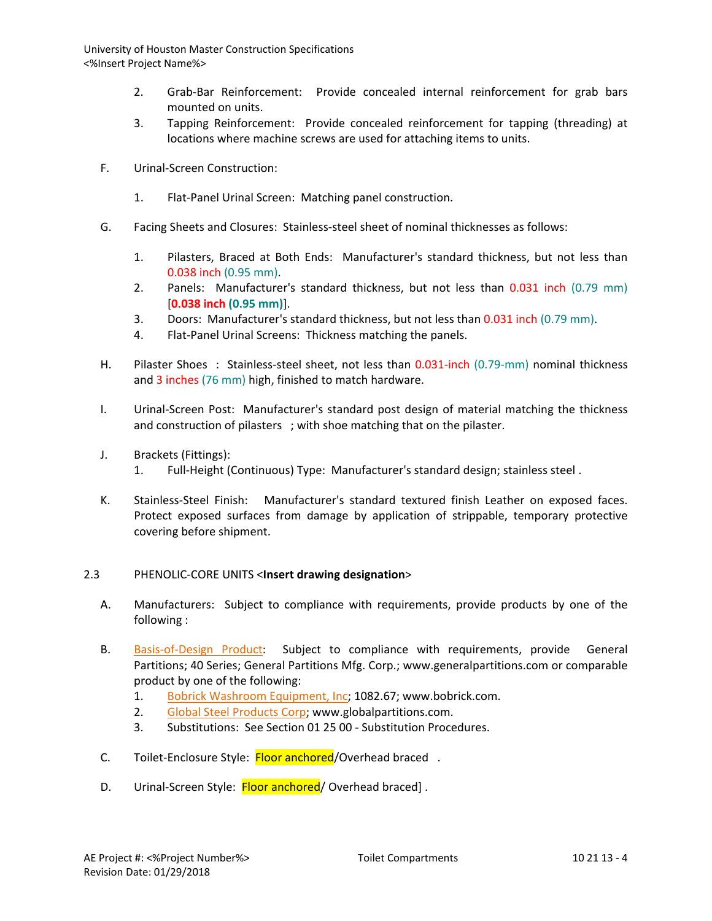2. Grab-Bar Reinforcement: Provide concealed internal reinforcement for grab bars mounted on units.
3. Tapping Reinforcement: Provide concealed reinforcement for tapping (threading) at locations where machine screws are used for attaching items to units.

F. Urinal-Screen Construction:

1. Flat-Panel Urinal Screen: Matching panel construction.

G. Facing Sheets and Closures: Stainless-steel sheet of nominal thicknesses as follows:

1. Pilasters, Braced at Both Ends: Manufacturer's standard thickness, but not less than 0.038 inch (0.95 mm).
2. Panels: Manufacturer's standard thickness, but not less than 0.031 inch (0.79 mm) [**0.038 inch (0.95 mm)**].
3. Doors: Manufacturer's standard thickness, but not less than 0.031 inch (0.79 mm).
4. Flat-Panel Urinal Screens: Thickness matching the panels.

H. Pilaster Shoes : Stainless-steel sheet, not less than 0.031-inch (0.79-mm) nominal thickness and 3 inches (76 mm) high, finished to match hardware.

I. Urinal-Screen Post: Manufacturer's standard post design of material matching the thickness and construction of pilasters ; with shoe matching that on the pilaster.

J. Brackets (Fittings):
1. Full-Height (Continuous) Type: Manufacturer's standard design; stainless steel .

K. Stainless-Steel Finish: Manufacturer's standard textured finish Leather on exposed faces. Protect exposed surfaces from damage by application of strippable, temporary protective covering before shipment.

## 2.3 PHENOLIC-CORE UNITS <**Insert drawing designation**>

A. Manufacturers: Subject to compliance with requirements, provide products by one of the following :

B. Basis-of-Design Product: Subject to compliance with requirements, provide General Partitions; 40 Series; General Partitions Mfg. Corp.; www.generalpartitions.com or comparable product by one of the following:
1. Bobrick Washroom Equipment, Inc; 1082.67; www.bobrick.com.
2. Global Steel Products Corp; www.globalpartitions.com.
3. Substitutions: See Section 01 25 00 - Substitution Procedures.

C. Toilet-Enclosure Style: Floor anchored/Overhead braced .

D. Urinal-Screen Style: Floor anchored/ Overhead braced] .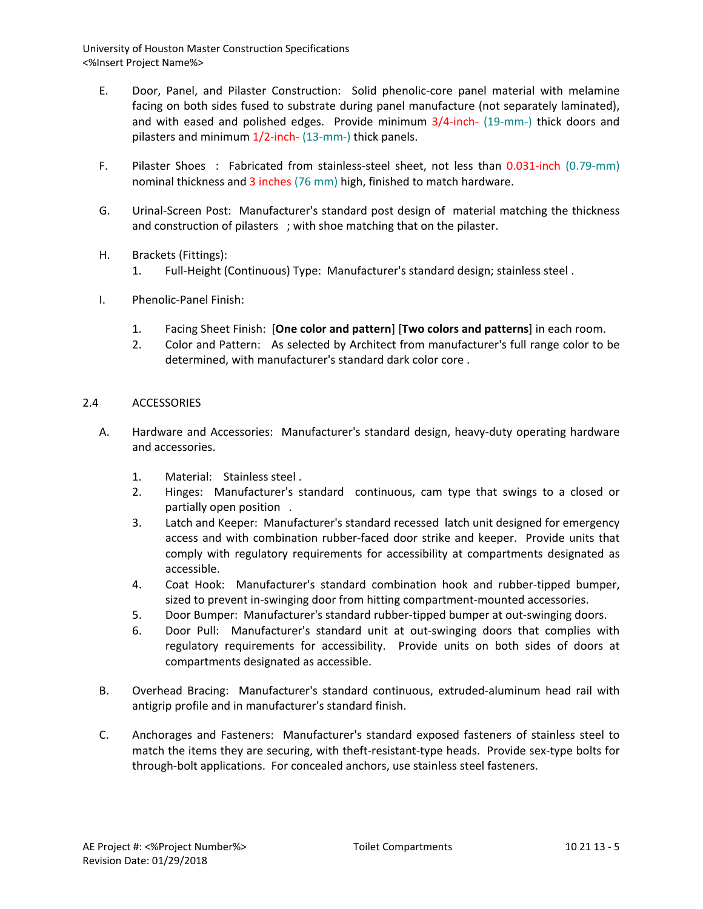E. Door, Panel, and Pilaster Construction: Solid phenolic-core panel material with melamine facing on both sides fused to substrate during panel manufacture (not separately laminated), and with eased and polished edges. Provide minimum 3/4-inch- (19-mm-) thick doors and pilasters and minimum 1/2-inch- (13-mm-) thick panels.

F. Pilaster Shoes : Fabricated from stainless-steel sheet, not less than 0.031-inch (0.79-mm) nominal thickness and 3 inches (76 mm) high, finished to match hardware.

G. Urinal-Screen Post: Manufacturer's standard post design of material matching the thickness and construction of pilasters ; with shoe matching that on the pilaster.

H. Brackets (Fittings):
   1. Full-Height (Continuous) Type: Manufacturer's standard design; stainless steel .

I. Phenolic-Panel Finish:

   1. Facing Sheet Finish: [**One color and pattern**] [**Two colors and patterns**] in each room.
   2. Color and Pattern: As selected by Architect from manufacturer's full range color to be determined, with manufacturer's standard dark color core .

## 2.4 ACCESSORIES

A. Hardware and Accessories: Manufacturer's standard design, heavy-duty operating hardware and accessories.

   1. Material: Stainless steel .
   2. Hinges: Manufacturer's standard continuous, cam type that swings to a closed or partially open position .
   3. Latch and Keeper: Manufacturer's standard recessed latch unit designed for emergency access and with combination rubber-faced door strike and keeper. Provide units that comply with regulatory requirements for accessibility at compartments designated as accessible.
   4. Coat Hook: Manufacturer's standard combination hook and rubber-tipped bumper, sized to prevent in-swinging door from hitting compartment-mounted accessories.
   5. Door Bumper: Manufacturer's standard rubber-tipped bumper at out-swinging doors.
   6. Door Pull: Manufacturer's standard unit at out-swinging doors that complies with regulatory requirements for accessibility. Provide units on both sides of doors at compartments designated as accessible.

B. Overhead Bracing: Manufacturer's standard continuous, extruded-aluminum head rail with antigrip profile and in manufacturer's standard finish.

C. Anchorages and Fasteners: Manufacturer's standard exposed fasteners of stainless steel to match the items they are securing, with theft-resistant-type heads. Provide sex-type bolts for through-bolt applications. For concealed anchors, use stainless steel fasteners.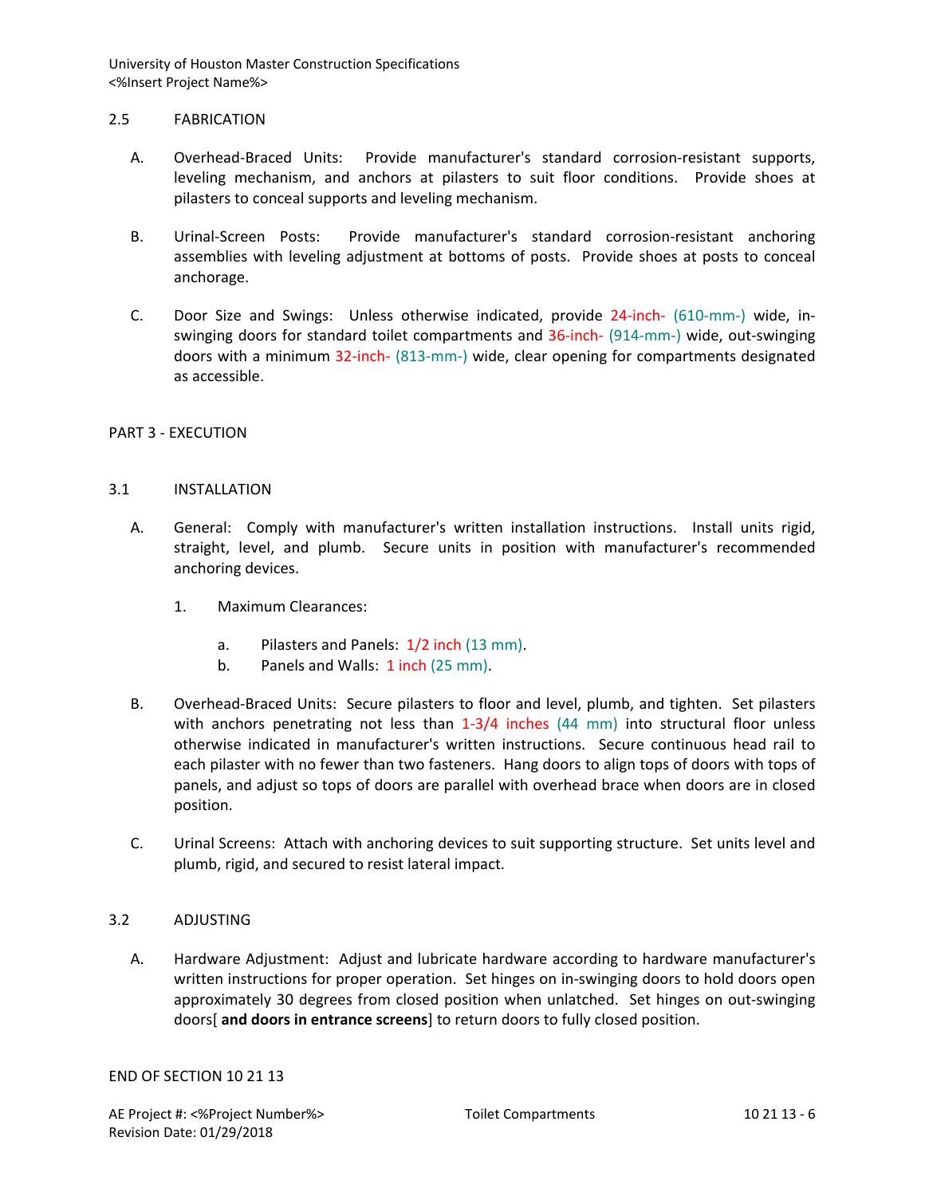## 2.5 FABRICATION

A. Overhead-Braced Units: Provide manufacturer's standard corrosion-resistant supports, leveling mechanism, and anchors at pilasters to suit floor conditions. Provide shoes at pilasters to conceal supports and leveling mechanism.

B. Urinal-Screen Posts: Provide manufacturer's standard corrosion-resistant anchoring assemblies with leveling adjustment at bottoms of posts. Provide shoes at posts to conceal anchorage.

C. Door Size and Swings: Unless otherwise indicated, provide 24-inch- (610-mm-) wide, in-swinging doors for standard toilet compartments and 36-inch- (914-mm-) wide, out-swinging doors with a minimum 32-inch- (813-mm-) wide, clear opening for compartments designated as accessible.

# PART 3 - EXECUTION

## 3.1 INSTALLATION

A. General: Comply with manufacturer's written installation instructions. Install units rigid, straight, level, and plumb. Secure units in position with manufacturer's recommended anchoring devices.

1. Maximum Clearances:

   a. Pilasters and Panels: 1/2 inch (13 mm).

   b. Panels and Walls: 1 inch (25 mm).

B. Overhead-Braced Units: Secure pilasters to floor and level, plumb, and tighten. Set pilasters with anchors penetrating not less than 1-3/4 inches (44 mm) into structural floor unless otherwise indicated in manufacturer's written instructions. Secure continuous head rail to each pilaster with no fewer than two fasteners. Hang doors to align tops of doors with tops of panels, and adjust so tops of doors are parallel with overhead brace when doors are in closed position.

C. Urinal Screens: Attach with anchoring devices to suit supporting structure. Set units level and plumb, rigid, and secured to resist lateral impact.

## 3.2 ADJUSTING

A. Hardware Adjustment: Adjust and lubricate hardware according to hardware manufacturer's written instructions for proper operation. Set hinges on in-swinging doors to hold doors open approximately 30 degrees from closed position when unlatched. Set hinges on out-swinging doors[ **and doors in entrance screens**] to return doors to fully closed position.

END OF SECTION 10 21 13